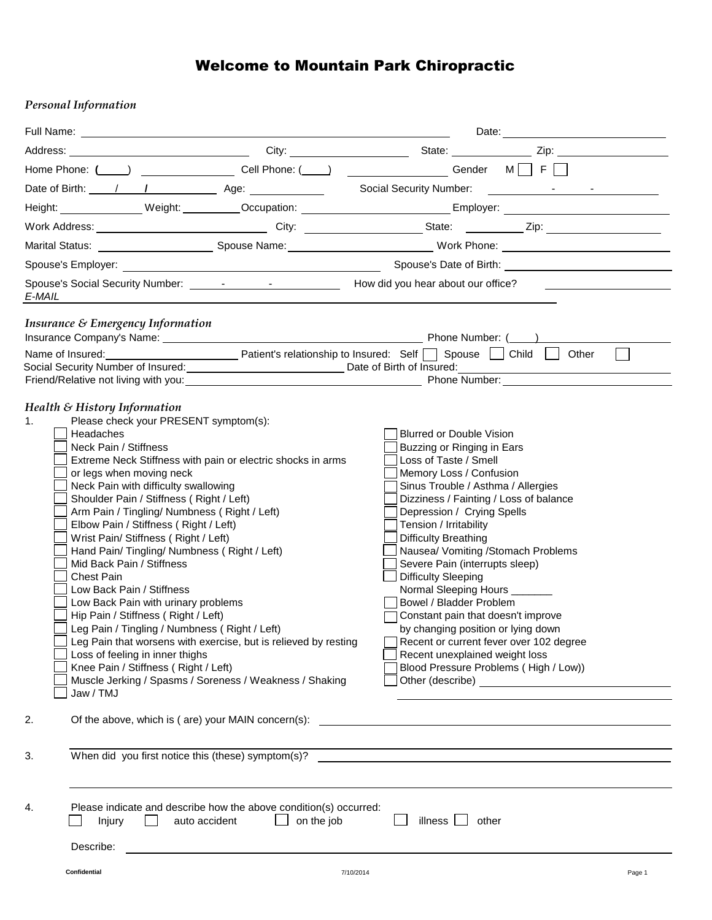# Welcome to Mountain Park Chiropractic

## *Personal Information*

Full Name: ______________________________ Date: ______________

Address: ______________ City: ______________ State: ______ Zip: ______

Home Phone: (____) ______________ Cell Phone: (____) ______________ Gender M [ ] F [ ]

Date of Birth: ____/____/______ Age: ______ Social Security Number: ______-____-______

Height: ______ Weight: ______ Occupation: ______________ Employer: ______________

Work Address: ______________ City: ______________ State: ______ Zip: ______

Marital Status: ______________ Spouse Name: ______________ Work Phone: ______________

Spouse's Employer: ______________ Spouse's Date of Birth: ______________

Spouse's Social Security Number: ______-____-______ How did you hear about our office? ______________

E-MAIL ______________________________

## *Insurance & Emergency Information*

Insurance Company's Name: ______________________________ Phone Number: (____) ______________

Name of Insured: ______________ Patient's relationship to Insured: Self [ ] Spouse [ ] Child [ ] Other [ ]

Social Security Number of Insured: ______________ Date of Birth of Insured: ______________

Friend/Relative not living with you: ______________________________ Phone Number: ______________

## *Health & History Information*

1. Please check your PRESENT symptom(s):

- [ ] Headaches
- [ ] Neck Pain / Stiffness
- [ ] Extreme Neck Stiffness with pain or electric shocks in arms
- [ ] or legs when moving neck
- [ ] Neck Pain with difficulty swallowing
- [ ] Shoulder Pain / Stiffness ( Right / Left)
- [ ] Arm Pain / Tingling/ Numbness ( Right / Left)
- [ ] Elbow Pain / Stiffness ( Right / Left)
- [ ] Wrist Pain/ Stiffness ( Right / Left)
- [ ] Hand Pain/ Tingling/ Numbness ( Right / Left)
- [ ] Mid Back Pain / Stiffness
- [ ] Chest Pain
- [ ] Low Back Pain / Stiffness
- [ ] Low Back Pain with urinary problems
- [ ] Hip Pain / Stiffness ( Right / Left)
- [ ] Leg Pain / Tingling / Numbness ( Right / Left)
- [ ] Leg Pain that worsens with exercise, but is relieved by resting
- [ ] Loss of feeling in inner thighs
- [ ] Knee Pain / Stiffness ( Right / Left)
- [ ] Muscle Jerking / Spasms / Soreness / Weakness / Shaking
- [ ] Jaw / TMJ
- [ ] Blurred or Double Vision
- [ ] Buzzing or Ringing in Ears
- [ ] Loss of Taste / Smell
- [ ] Memory Loss / Confusion
- [ ] Sinus Trouble / Asthma / Allergies
- [ ] Dizziness / Fainting / Loss of balance
- [ ] Depression / Crying Spells
- [ ] Tension / Irritability
- [ ] Difficulty Breathing
- [ ] Nausea/ Vomiting /Stomach Problems
- [ ] Severe Pain (interrupts sleep)
- [ ] Difficulty Sleeping
  Normal Sleeping Hours _______
- [ ] Bowel / Bladder Problem
- [ ] Constant pain that doesn't improve by changing position or lying down
- [ ] Recent or current fever over 102 degree
- [ ] Recent unexplained weight loss
- [ ] Blood Pressure Problems ( High / Low))
- [ ] Other (describe) ______________________________

2. Of the above, which is ( are) your MAIN concern(s): ______________________________

3. When did you first notice this (these) symptom(s)? ______________________________

4. Please indicate and describe how the above condition(s) occurred:
   [ ] Injury [ ] auto accident [ ] on the job [ ] illness [ ] other

   Describe: ______________________________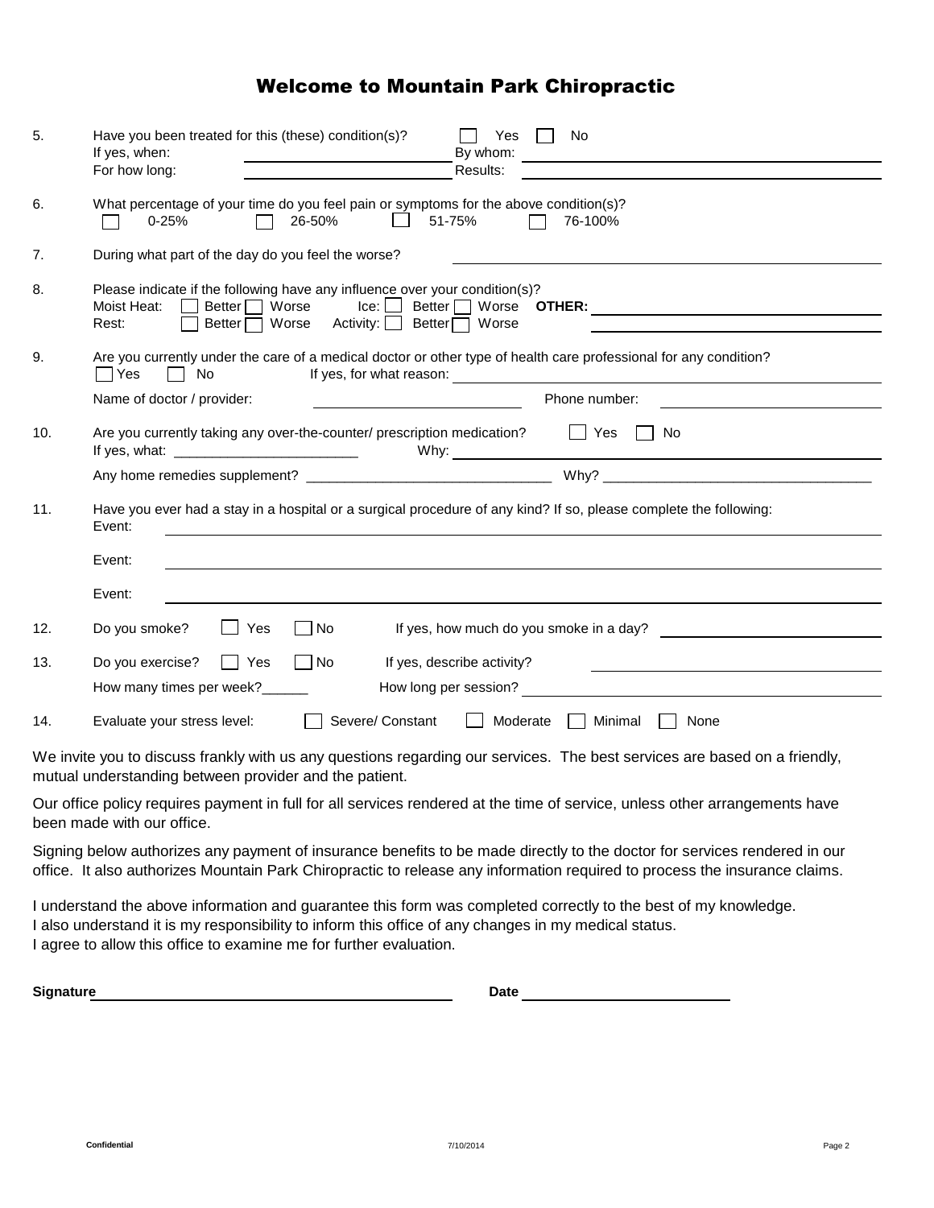# Welcome to Mountain Park Chiropractic

5. Have you been treated for this (these) condition(s)? ☐ Yes ☐ No
   If yes, when: ________________ By whom: ________________
   For how long: ________________ Results: ________________

6. What percentage of your time do you feel pain or symptoms for the above condition(s)?
   ☐ 0-25% ☐ 26-50% ☐ 51-75% ☐ 76-100%

7. During what part of the day do you feel the worse? ________________

8. Please indicate if the following have any influence over your condition(s)?
   Moist Heat: ☐ Better ☐ Worse Ice: ☐ Better ☐ Worse **OTHER:** ________________
   Rest: ☐ Better ☐ Worse Activity: ☐ Better ☐ Worse ________________

9. Are you currently under the care of a medical doctor or other type of health care professional for any condition?
   ☐ Yes ☐ No If yes, for what reason: ________________
   Name of doctor / provider: ________________ Phone number: ________________

10. Are you currently taking any over-the-counter/ prescription medication? ☐ Yes ☐ No
    If yes, what: ________________________ Why: ________________
    Any home remedies supplement? _______________________________ Why? __________________________________

11. Have you ever had a stay in a hospital or a surgical procedure of any kind? If so, please complete the following:
    Event: ________________
    Event: ________________
    Event: ________________

12. Do you smoke? ☐ Yes ☐ No If yes, how much do you smoke in a day? ________________

13. Do you exercise? ☐ Yes ☐ No If yes, describe activity? ________________
    How many times per week?______ How long per session? ________________

14. Evaluate your stress level: ☐ Severe/ Constant ☐ Moderate ☐ Minimal ☐ None

We invite you to discuss frankly with us any questions regarding our services. The best services are based on a friendly, mutual understanding between provider and the patient.

Our office policy requires payment in full for all services rendered at the time of service, unless other arrangements have been made with our office.

Signing below authorizes any payment of insurance benefits to be made directly to the doctor for services rendered in our office. It also authorizes Mountain Park Chiropractic to release any information required to process the insurance claims.

I understand the above information and guarantee this form was completed correctly to the best of my knowledge.
I also understand it is my responsibility to inform this office of any changes in my medical status.
I agree to allow this office to examine me for further evaluation.

**Signature** ________________________________ **Date** ________________

Confidential 7/10/2014